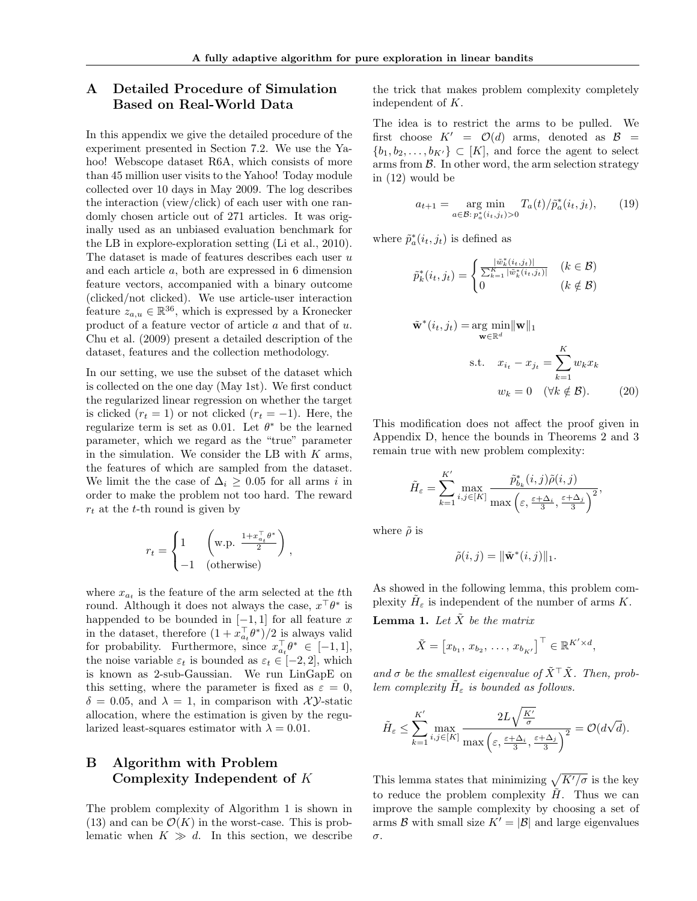## A Detailed Procedure of Simulation Based on Real-World Data

In this appendix we give the detailed procedure of the experiment presented in Section 7.2. We use the Yahoo! Webscope dataset R6A, which consists of more than 45 million user visits to the Yahoo! Today module collected over 10 days in May 2009. The log describes the interaction (view/click) of each user with one randomly chosen article out of 271 articles. It was originally used as an unbiased evaluation benchmark for the LB in explore-exploration setting (Li et al., 2010). The dataset is made of features describes each user $u$ and each article $a$, both are expressed in 6 dimension feature vectors, accompanied with a binary outcome (clicked/not clicked). We use article-user interaction feature $z_{a,u} \in \mathbb{R}^{36}$, which is expressed by a Kronecker product of a feature vector of article $a$ and that of $u$. Chu et al. (2009) present a detailed description of the dataset, features and the collection methodology.

In our setting, we use the subset of the dataset which is collected on the one day (May 1st). We first conduct the regularized linear regression on whether the target is clicked ($r_t = 1$) or not clicked ($r_t = -1$). Here, the regularize term is set as 0.01. Let $\theta^*$ be the learned parameter, which we regard as the "true" parameter in the simulation. We consider the LB with $K$ arms, the features of which are sampled from the dataset. We limit the the case of $\Delta_i \geq 0.05$ for all arms $i$ in order to make the problem not too hard. The reward $r_t$ at the $t$-th round is given by

$$r_t = \begin{cases} 1 & \left(\text{w.p. } \frac{1 + x_{a_t}^\top \theta^*}{2}\right) \\ -1 & \text{(otherwise)} \end{cases},$$

where $x_{a_t}$ is the feature of the arm selected at the $t$th round. Although it does not always the case, $x^\top \theta^*$ is happended to be bounded in $[-1, 1]$ for all feature $x$ in the dataset, therefore $(1 + x_{a_t}^\top \theta^*)/2$ is always valid for probability. Furthermore, since $x_{a_t}^\top \theta^* \in [-1, 1]$, the noise variable $\varepsilon_t$ is bounded as $\varepsilon_t \in [-2, 2]$, which is known as 2-sub-Gaussian. We run LinGapE on this setting, where the parameter is fixed as $\varepsilon = 0$, $\delta = 0.05$, and $\lambda = 1$, in comparison with $\mathcal{XY}$-static allocation, where the estimation is given by the regularized least-squares estimator with $\lambda = 0.01$.

## B Algorithm with Problem Complexity Independent of $K$

The problem complexity of Algorithm 1 is shown in (13) and can be $\mathcal{O}(K)$ in the worst-case. This is problematic when $K \gg d$. In this section, we describe the trick that makes problem complexity completely independent of $K$.

The idea is to restrict the arms to be pulled. We first choose $K' = \mathcal{O}(d)$ arms, denoted as $\mathcal{B} = \{b_1, b_2, \ldots, b_{K'}\} \subset [K]$, and force the agent to select arms from $\mathcal{B}$. In other word, the arm selection strategy in (12) would be

$$a_{t+1} = \mathop{\arg\min}_{a \in \mathcal{B} : \, p_a^*(i_t, j_t) > 0} T_a(t) / \tilde{p}_a^*(i_t, j_t), \tag{19}$$

where $\tilde{p}_a^*(i_t, j_t)$ is defined as

$$\tilde{p}_k^*(i_t, j_t) = \begin{cases} \frac{|\tilde{w}_k^*(i_t, j_t)|}{\sum_{k=1}^K |\tilde{w}_k^*(i_t, j_t)|} & (k \in \mathcal{B}) \\ 0 & (k \notin \mathcal{B}) \end{cases}$$

$$\begin{aligned} \tilde{\mathbf{w}}^*(i_t, j_t) = \mathop{\arg\min}_{\mathbf{w} \in \mathbb{R}^d} & \|\mathbf{w}\|_1 \\ \text{s.t.} \quad & x_{i_t} - x_{j_t} = \sum_{k=1}^K w_k x_k \\ & w_k = 0 \quad (\forall k \notin \mathcal{B}). \end{aligned} \tag{20}$$

This modification does not affect the proof given in Appendix D, hence the bounds in Theorems 2 and 3 remain true with new problem complexity:

$$\tilde{H}_\varepsilon = \sum_{k=1}^{K'} \max_{i,j \in [K]} \frac{\tilde{p}_{b_k}^*(i,j) \tilde{\rho}(i,j)}{\max\left(\varepsilon, \frac{\varepsilon + \Delta_i}{3}, \frac{\varepsilon + \Delta_j}{3}\right)^2},$$

where $\tilde{\rho}$ is

$$\tilde{\rho}(i,j) = \|\tilde{\mathbf{w}}^*(i,j)\|_1.$$

As showed in the following lemma, this problem complexity $\tilde{H}_\varepsilon$ is independent of the number of arms $K$.

**Lemma 1.** *Let $\tilde{X}$ be the matrix*

$$\tilde{X} = \left[x_{b_1}, x_{b_2}, \ldots, x_{b_{K'}}\right]^\top \in \mathbb{R}^{K' \times d},$$

*and $\sigma$ be the smallest eigenvalue of $\tilde{X}^\top \tilde{X}$. Then, problem complexity $\tilde{H}_\varepsilon$ is bounded as follows.*

$$\tilde{H}_\varepsilon \leq \sum_{k=1}^{K'} \max_{i,j \in [K]} \frac{2L\sqrt{\frac{K'}{\sigma}}}{\max\left(\varepsilon, \frac{\varepsilon + \Delta_i}{3}, \frac{\varepsilon + \Delta_j}{3}\right)^2} = \mathcal{O}(d\sqrt{d}).$$

This lemma states that minimizing $\sqrt{K'/\sigma}$ is the key to reduce the problem complexity $\tilde{H}$. Thus we can improve the sample complexity by choosing a set of arms $\mathcal{B}$ with small size $K' = |\mathcal{B}|$ and large eigenvalues $\sigma$.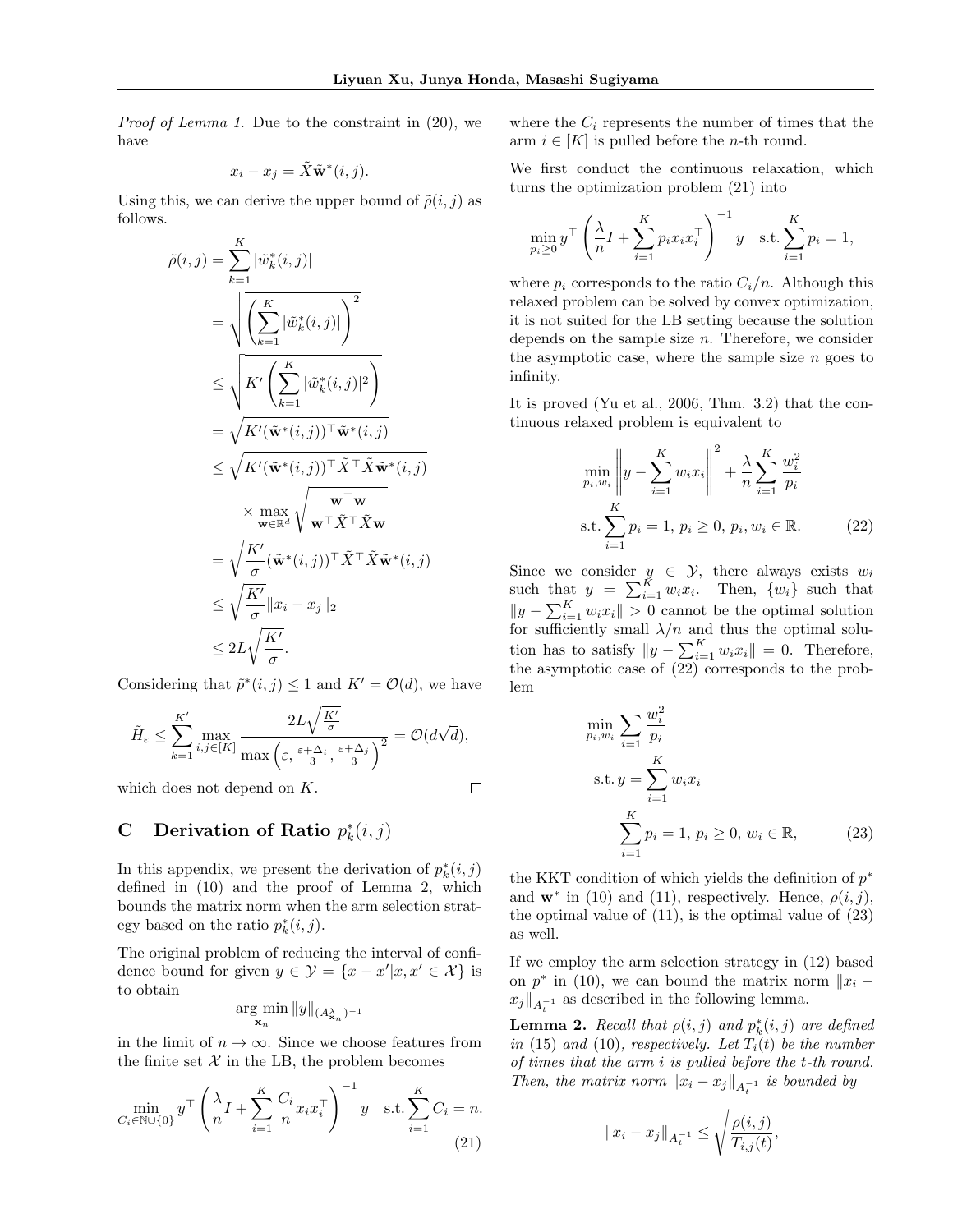*Proof of Lemma 1.* Due to the constraint in (20), we have

$$x_i - x_j = \tilde{X}\tilde{\mathbf{w}}^*(i,j).$$

Using this, we can derive the upper bound of $\tilde{\rho}(i,j)$ as follows.

$$
\begin{aligned}
\tilde{\rho}(i,j) &= \sum_{k=1}^{K} |\tilde{w}_k^*(i,j)| \\
&= \sqrt{\left(\sum_{k=1}^{K} |\tilde{w}_k^*(i,j)|\right)^2} \\
&\le \sqrt{K'\left(\sum_{k=1}^{K} |\tilde{w}_k^*(i,j)|^2\right)} \\
&= \sqrt{K'(\tilde{\mathbf{w}}^*(i,j))^\top \tilde{\mathbf{w}}^*(i,j)} \\
&\le \sqrt{K'(\tilde{\mathbf{w}}^*(i,j))^\top \tilde{X}^\top \tilde{X}\tilde{\mathbf{w}}^*(i,j)} \\
&\quad \times \max_{\mathbf{w}\in\mathbb{R}^d} \sqrt{\frac{\mathbf{w}^\top \mathbf{w}}{\mathbf{w}^\top \tilde{X}^\top \tilde{X}\mathbf{w}}} \\
&= \sqrt{\frac{K'}{\sigma}(\tilde{\mathbf{w}}^*(i,j))^\top \tilde{X}^\top \tilde{X}\tilde{\mathbf{w}}^*(i,j)} \\
&\le \sqrt{\frac{K'}{\sigma}}\|x_i - x_j\|_2 \\
&\le 2L\sqrt{\frac{K'}{\sigma}}.
\end{aligned}
$$

Considering that $\tilde{p}^*(i,j) \le 1$ and $K' = \mathcal{O}(d)$, we have

$$\tilde{H}_\varepsilon \le \sum_{k=1}^{K'} \max_{i,j\in[K]} \frac{2L\sqrt{\frac{K'}{\sigma}}}{\max\left(\varepsilon, \frac{\varepsilon+\Delta_i}{3}, \frac{\varepsilon+\Delta_j}{3}\right)^2} = \mathcal{O}(d\sqrt{d}),$$

which does not depend on $K$. □

## C Derivation of Ratio $p_k^*(i,j)$

In this appendix, we present the derivation of $p_k^*(i,j)$ defined in (10) and the proof of Lemma 2, which bounds the matrix norm when the arm selection strategy based on the ratio $p_k^*(i,j)$.

The original problem of reducing the interval of confidence bound for given $y \in \mathcal{Y} = \{x - x' | x, x' \in \mathcal{X}\}$ is to obtain

$$\arg\min_{\mathbf{x}_n} \|y\|_{(A^\lambda_{\mathbf{x}_n})^{-1}}$$

in the limit of $n \to \infty$. Since we choose features from the finite set $\mathcal{X}$ in the LB, the problem becomes

$$\min_{C_i\in\mathbb{N}\cup\{0\}} y^\top \left(\frac{\lambda}{n}I + \sum_{i=1}^{K}\frac{C_i}{n}x_i x_i^\top\right)^{-1} y \quad \text{s.t.} \sum_{i=1}^{K} C_i = n. \tag{21}$$

where the $C_i$ represents the number of times that the arm $i \in [K]$ is pulled before the $n$-th round.

We first conduct the continuous relaxation, which turns the optimization problem (21) into

$$\min_{p_i\ge 0} y^\top \left(\frac{\lambda}{n}I + \sum_{i=1}^{K} p_i x_i x_i^\top\right)^{-1} y \quad \text{s.t.} \sum_{i=1}^{K} p_i = 1,$$

where $p_i$ corresponds to the ratio $C_i/n$. Although this relaxed problem can be solved by convex optimization, it is not suited for the LB setting because the solution depends on the sample size $n$. Therefore, we consider the asymptotic case, where the sample size $n$ goes to infinity.

It is proved (Yu et al., 2006, Thm. 3.2) that the continuous relaxed problem is equivalent to

$$
\begin{aligned}
&\min_{p_i, w_i} \left\|y - \sum_{i=1}^{K} w_i x_i\right\|^2 + \frac{\lambda}{n}\sum_{i=1}^{K}\frac{w_i^2}{p_i} \\
&\text{s.t.} \sum_{i=1}^{K} p_i = 1,\, p_i \ge 0,\, p_i, w_i \in \mathbb{R}.
\end{aligned} \tag{22}
$$

Since we consider $y \in \mathcal{Y}$, there always exists $w_i$ such that $y = \sum_{i=1}^{K} w_i x_i$. Then, $\{w_i\}$ such that $\|y - \sum_{i=1}^{K} w_i x_i\| > 0$ cannot be the optimal solution for sufficiently small $\lambda/n$ and thus the optimal solution has to satisfy $\|y - \sum_{i=1}^{K} w_i x_i\| = 0$. Therefore, the asymptotic case of (22) corresponds to the problem

$$
\begin{aligned}
&\min_{p_i, w_i} \sum_{i=1} \frac{w_i^2}{p_i} \\
&\text{s.t.}\, y = \sum_{i=1}^{K} w_i x_i \\
&\quad \sum_{i=1}^{K} p_i = 1,\, p_i \ge 0,\, w_i \in \mathbb{R},
\end{aligned} \tag{23}
$$

the KKT condition of which yields the definition of $p^*$ and $\mathbf{w}^*$ in (10) and (11), respectively. Hence, $\rho(i,j)$, the optimal value of (11), is the optimal value of (23) as well.

If we employ the arm selection strategy in (12) based on $p^*$ in (10), we can bound the matrix norm $\|x_i - x_j\|_{A_t^{-1}}$ as described in the following lemma.

**Lemma 2.** *Recall that $\rho(i,j)$ and $p_k^*(i,j)$ are defined in (15) and (10), respectively. Let $T_i(t)$ be the number of times that the arm $i$ is pulled before the $t$-th round. Then, the matrix norm $\|x_i - x_j\|_{A_t^{-1}}$ is bounded by*

$$\|x_i - x_j\|_{A_t^{-1}} \le \sqrt{\frac{\rho(i,j)}{T_{i,j}(t)}},$$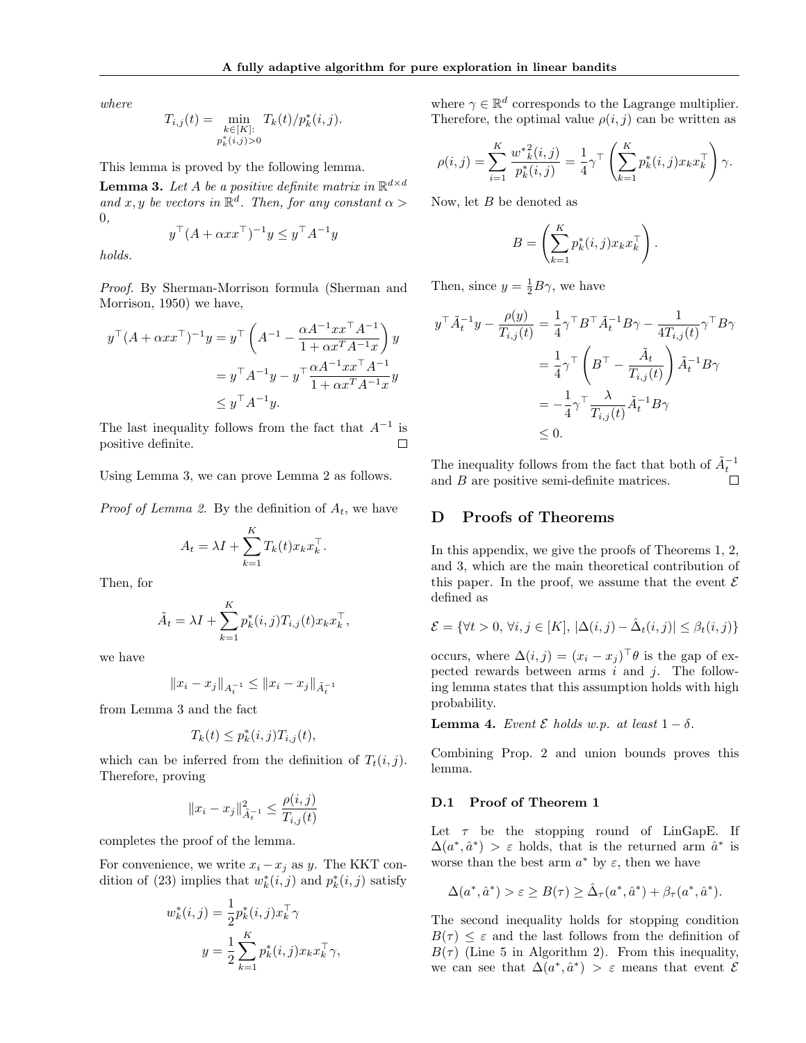where

$$T_{i,j}(t) = \min_{\substack{k \in [K]: \\ p_k^*(i,j) > 0}} T_k(t)/p_k^*(i,j).$$

This lemma is proved by the following lemma.

**Lemma 3.** *Let $A$ be a positive definite matrix in $\mathbb{R}^{d \times d}$ and $x, y$ be vectors in $\mathbb{R}^d$. Then, for any constant $\alpha > 0$,*

$$y^\top (A + \alpha x x^\top)^{-1} y \leq y^\top A^{-1} y$$

*holds.*

*Proof.* By Sherman-Morrison formula (Sherman and Morrison, 1950) we have,

$$\begin{aligned}
y^\top (A + \alpha x x^\top)^{-1} y &= y^\top \left( A^{-1} - \frac{\alpha A^{-1} x x^\top A^{-1}}{1 + \alpha x^T A^{-1} x} \right) y \\
&= y^\top A^{-1} y - y^\top \frac{\alpha A^{-1} x x^\top A^{-1}}{1 + \alpha x^T A^{-1} x} y \\
&\leq y^\top A^{-1} y.
\end{aligned}$$

The last inequality follows from the fact that $A^{-1}$ is positive definite. □

Using Lemma 3, we can prove Lemma 2 as follows.

*Proof of Lemma 2.* By the definition of $A_t$, we have

$$A_t = \lambda I + \sum_{k=1}^{K} T_k(t) x_k x_k^\top.$$

Then, for

$$\tilde{A}_t = \lambda I + \sum_{k=1}^{K} p_k^*(i,j) T_{i,j}(t) x_k x_k^\top,$$

we have

$$\|x_i - x_j\|_{A_t^{-1}} \leq \|x_i - x_j\|_{\tilde{A}_t^{-1}}$$

from Lemma 3 and the fact

$$T_k(t) \leq p_k^*(i,j) T_{i,j}(t),$$

which can be inferred from the definition of $T_t(i,j)$. Therefore, proving

$$\|x_i - x_j\|^2_{\tilde{A}_t^{-1}} \leq \frac{\rho(i,j)}{T_{i,j}(t)}$$

completes the proof of the lemma.

For convenience, we write $x_i - x_j$ as $y$. The KKT condition of (23) implies that $w_k^*(i,j)$ and $p_k^*(i,j)$ satisfy

$$\begin{aligned}
w_k^*(i,j) &= \frac{1}{2} p_k^*(i,j) x_k^\top \gamma \\
y &= \frac{1}{2} \sum_{k=1}^{K} p_k^*(i,j) x_k x_k^\top \gamma,
\end{aligned}$$

where $\gamma \in \mathbb{R}^d$ corresponds to the Lagrange multiplier. Therefore, the optimal value $\rho(i,j)$ can be written as

$$\rho(i,j) = \sum_{i=1}^{K} \frac{{w^*}_k^2(i,j)}{p_k^*(i,j)} = \frac{1}{4} \gamma^\top \left( \sum_{k=1}^{K} p_k^*(i,j) x_k x_k^\top \right) \gamma.$$

Now, let $B$ be denoted as

$$B = \left( \sum_{k=1}^{K} p_k^*(i,j) x_k x_k^\top \right).$$

Then, since $y = \frac{1}{2} B \gamma$, we have

$$\begin{aligned}
y^\top \tilde{A}_t^{-1} y - \frac{\rho(y)}{T_{i,j}(t)} &= \frac{1}{4} \gamma^\top B^\top \tilde{A}_t^{-1} B \gamma - \frac{1}{4 T_{i,j}(t)} \gamma^\top B \gamma \\
&= \frac{1}{4} \gamma^\top \left( B^\top - \frac{\tilde{A}_t}{T_{i,j}(t)} \right) \tilde{A}_t^{-1} B \gamma \\
&= -\frac{1}{4} \gamma^\top \frac{\lambda}{T_{i,j}(t)} \tilde{A}_t^{-1} B \gamma \\
&\leq 0.
\end{aligned}$$

The inequality follows from the fact that both of $\tilde{A}_t^{-1}$ and $B$ are positive semi-definite matrices. □

# D Proofs of Theorems

In this appendix, we give the proofs of Theorems 1, 2, and 3, which are the main theoretical contribution of this paper. In the proof, we assume that the event $\mathcal{E}$ defined as

$$\mathcal{E} = \{\forall t > 0, \forall i, j \in [K], |\Delta(i,j) - \hat{\Delta}_t(i,j)| \leq \beta_t(i,j)\}$$

occurs, where $\Delta(i,j) = (x_i - x_j)^\top \theta$ is the gap of expected rewards between arms $i$ and $j$. The following lemma states that this assumption holds with high probability.

**Lemma 4.** *Event $\mathcal{E}$ holds w.p. at least $1 - \delta$.*

Combining Prop. 2 and union bounds proves this lemma.

## D.1 Proof of Theorem 1

Let $\tau$ be the stopping round of LinGapE. If $\Delta(a^*, \hat{a}^*) > \varepsilon$ holds, that is the returned arm $\hat{a}^*$ is worse than the best arm $a^*$ by $\varepsilon$, then we have

$$\Delta(a^*, \hat{a}^*) > \varepsilon \geq B(\tau) \geq \hat{\Delta}_\tau(a^*, \hat{a}^*) + \beta_\tau(a^*, \hat{a}^*).$$

The second inequality holds for stopping condition $B(\tau) \leq \varepsilon$ and the last follows from the definition of $B(\tau)$ (Line 5 in Algorithm 2). From this inequality, we can see that $\Delta(a^*, \hat{a}^*) > \varepsilon$ means that event $\mathcal{E}$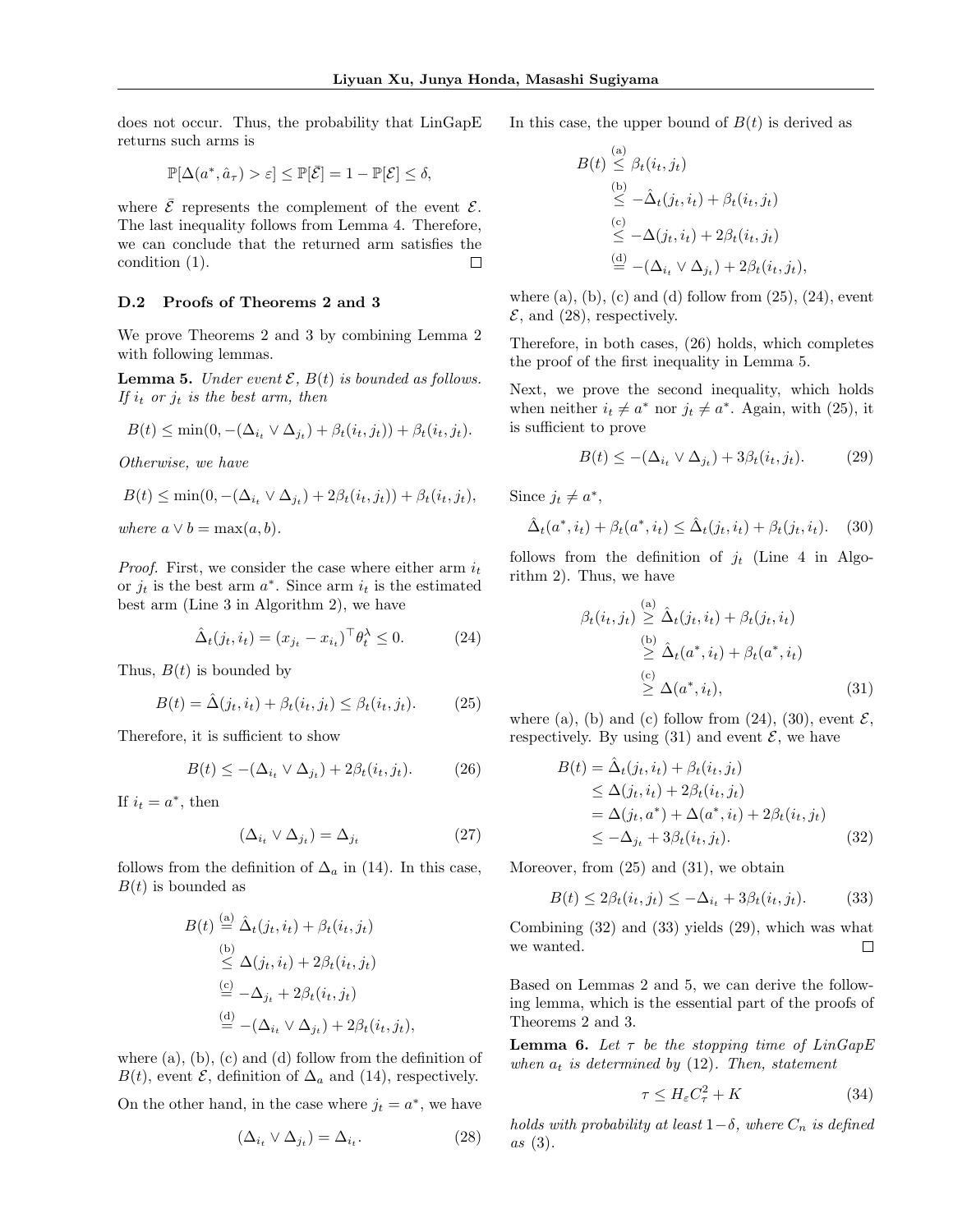does not occur. Thus, the probability that LinGapE returns such arms is

$$\mathbb{P}[\Delta(a^*, \hat{a}_\tau) > \varepsilon] \leq \mathbb{P}[\bar{\mathcal{E}}] = 1 - \mathbb{P}[\mathcal{E}] \leq \delta,$$

where $\bar{\mathcal{E}}$ represents the complement of the event $\mathcal{E}$. The last inequality follows from Lemma 4. Therefore, we can conclude that the returned arm satisfies the condition (1). □

### D.2 Proofs of Theorems 2 and 3

We prove Theorems 2 and 3 by combining Lemma 2 with following lemmas.

**Lemma 5.** *Under event $\mathcal{E}$, $B(t)$ is bounded as follows. If $i_t$ or $j_t$ is the best arm, then*

$$B(t) \leq \min(0, -(\Delta_{i_t} \vee \Delta_{j_t}) + \beta_t(i_t, j_t)) + \beta_t(i_t, j_t).$$

*Otherwise, we have*

$$B(t) \leq \min(0, -(\Delta_{i_t} \vee \Delta_{j_t}) + 2\beta_t(i_t, j_t)) + \beta_t(i_t, j_t),$$

*where $a \vee b = \max(a, b)$.*

*Proof.* First, we consider the case where either arm $i_t$ or $j_t$ is the best arm $a^*$. Since arm $i_t$ is the estimated best arm (Line 3 in Algorithm 2), we have

$$\hat{\Delta}_t(j_t, i_t) = (x_{j_t} - x_{i_t})^\top \theta_t^\lambda \leq 0. \tag{24}$$

Thus, $B(t)$ is bounded by

$$B(t) = \hat{\Delta}(j_t, i_t) + \beta_t(i_t, j_t) \leq \beta_t(i_t, j_t). \tag{25}$$

Therefore, it is sufficient to show

$$B(t) \leq -(\Delta_{i_t} \vee \Delta_{j_t}) + 2\beta_t(i_t, j_t). \tag{26}$$

If $i_t = a^*$, then

$$(\Delta_{i_t} \vee \Delta_{j_t}) = \Delta_{j_t} \tag{27}$$

follows from the definition of $\Delta_a$ in (14). In this case, $B(t)$ is bounded as

$$\begin{aligned}
B(t) &\overset{\text{(a)}}{=} \hat{\Delta}_t(j_t, i_t) + \beta_t(i_t, j_t) \\
&\overset{\text{(b)}}{\leq} \Delta(j_t, i_t) + 2\beta_t(i_t, j_t) \\
&\overset{\text{(c)}}{=} -\Delta_{j_t} + 2\beta_t(i_t, j_t) \\
&\overset{\text{(d)}}{=} -(\Delta_{i_t} \vee \Delta_{j_t}) + 2\beta_t(i_t, j_t),
\end{aligned}$$

where (a), (b), (c) and (d) follow from the definition of $B(t)$, event $\mathcal{E}$, definition of $\Delta_a$ and (14), respectively.

On the other hand, in the case where $j_t = a^*$, we have

$$(\Delta_{i_t} \vee \Delta_{j_t}) = \Delta_{i_t}. \tag{28}$$

In this case, the upper bound of $B(t)$ is derived as

$$\begin{aligned}
B(t) &\overset{\text{(a)}}{\leq} \beta_t(i_t, j_t) \\
&\overset{\text{(b)}}{\leq} -\hat{\Delta}_t(j_t, i_t) + \beta_t(i_t, j_t) \\
&\overset{\text{(c)}}{\leq} -\Delta(j_t, i_t) + 2\beta_t(i_t, j_t) \\
&\overset{\text{(d)}}{=} -(\Delta_{i_t} \vee \Delta_{j_t}) + 2\beta_t(i_t, j_t),
\end{aligned}$$

where (a), (b), (c) and (d) follow from (25), (24), event $\mathcal{E}$, and (28), respectively.

Therefore, in both cases, (26) holds, which completes the proof of the first inequality in Lemma 5.

Next, we prove the second inequality, which holds when neither $i_t \neq a^*$ nor $j_t \neq a^*$. Again, with (25), it is sufficient to prove

$$B(t) \leq -(\Delta_{i_t} \vee \Delta_{j_t}) + 3\beta_t(i_t, j_t). \tag{29}$$

Since $j_t \neq a^*$,

$$\hat{\Delta}_t(a^*, i_t) + \beta_t(a^*, i_t) \leq \hat{\Delta}_t(j_t, i_t) + \beta_t(j_t, i_t). \tag{30}$$

follows from the definition of $j_t$ (Line 4 in Algorithm 2). Thus, we have

$$\begin{aligned}
\beta_t(i_t, j_t) &\overset{\text{(a)}}{\geq} \hat{\Delta}_t(j_t, i_t) + \beta_t(j_t, i_t) \\
&\overset{\text{(b)}}{\geq} \hat{\Delta}_t(a^*, i_t) + \beta_t(a^*, i_t) \\
&\overset{\text{(c)}}{\geq} \Delta(a^*, i_t),
\end{aligned} \tag{31}$$

where (a), (b) and (c) follow from (24), (30), event $\mathcal{E}$, respectively. By using (31) and event $\mathcal{E}$, we have

$$\begin{aligned}
B(t) &= \hat{\Delta}_t(j_t, i_t) + \beta_t(i_t, j_t) \\
&\leq \Delta(j_t, i_t) + 2\beta_t(i_t, j_t) \\
&= \Delta(j_t, a^*) + \Delta(a^*, i_t) + 2\beta_t(i_t, j_t) \\
&\leq -\Delta_{j_t} + 3\beta_t(i_t, j_t).
\end{aligned} \tag{32}$$

Moreover, from (25) and (31), we obtain

$$B(t) \leq 2\beta_t(i_t, j_t) \leq -\Delta_{i_t} + 3\beta_t(i_t, j_t). \tag{33}$$

Combining (32) and (33) yields (29), which was what we wanted. □

Based on Lemmas 2 and 5, we can derive the following lemma, which is the essential part of the proofs of Theorems 2 and 3.

**Lemma 6.** *Let $\tau$ be the stopping time of LinGapE when $a_t$ is determined by* (12)*. Then, statement*

$$\tau \leq H_\varepsilon C_\tau^2 + K \tag{34}$$

*holds with probability at least $1-\delta$, where $C_n$ is defined as* (3)*.*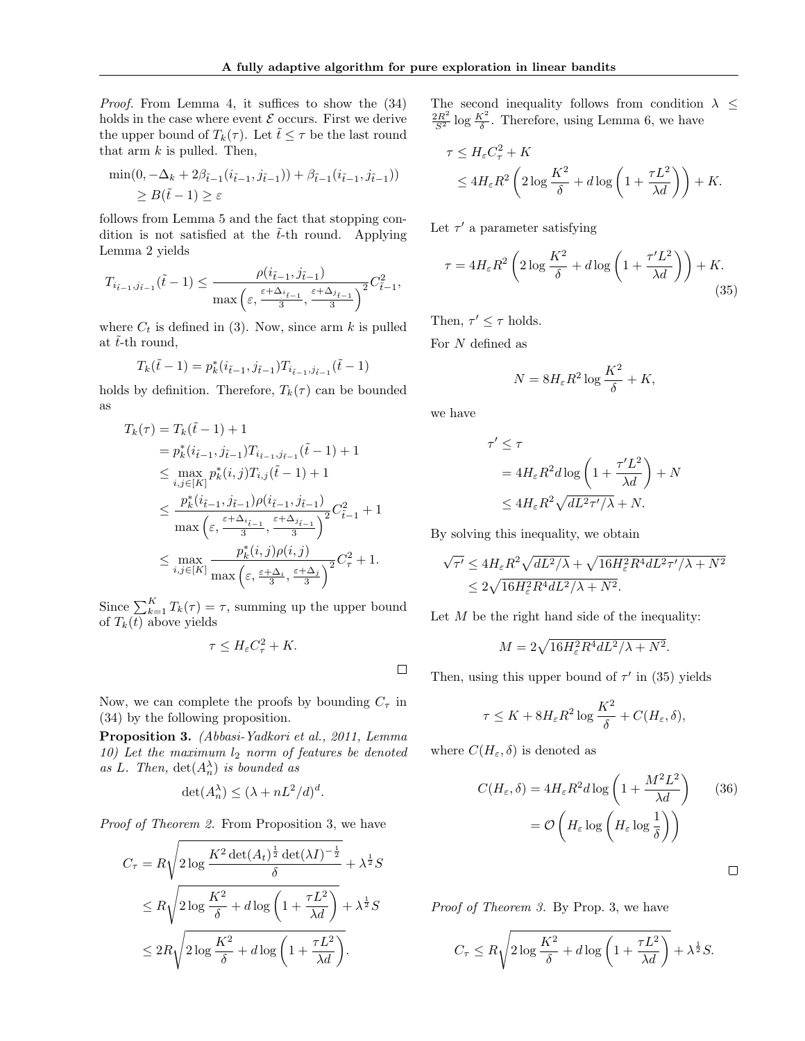*Proof.* From Lemma 4, it suffices to show the (34) holds in the case where event $\mathcal{E}$ occurs. First we derive the upper bound of $T_k(\tau)$. Let $\tilde{t} \le \tau$ be the last round that arm $k$ is pulled. Then,

$$
\begin{aligned}
\min(0, -\Delta_k + 2\beta_{\tilde{t}-1}(i_{\tilde{t}-1}, j_{\tilde{t}-1})) + \beta_{\tilde{t}-1}(i_{\tilde{t}-1}, j_{\tilde{t}-1})) \\
\ge B(\tilde{t}-1) \ge \varepsilon
\end{aligned}
$$

follows from Lemma 5 and the fact that stopping condition is not satisfied at the $\tilde{t}$-th round. Applying Lemma 2 yields

$$
T_{i_{\tilde{t}-1}, j_{\tilde{t}-1}}(\tilde{t}-1) \le \frac{\rho(i_{\tilde{t}-1}, j_{\tilde{t}-1})}{\max\left(\varepsilon, \frac{\varepsilon + \Delta_{i_{\tilde{t}-1}}}{3}, \frac{\varepsilon + \Delta_{j_{\tilde{t}-1}}}{3}\right)^2} C_{\tilde{t}-1}^2,
$$

where $C_t$ is defined in (3). Now, since arm $k$ is pulled at $\tilde{t}$-th round,

$$
T_k(\tilde{t}-1) = p_k^*(i_{\tilde{t}-1}, j_{\tilde{t}-1}) T_{i_{\tilde{t}-1}, j_{\tilde{t}-1}}(\tilde{t}-1)
$$

holds by definition. Therefore, $T_k(\tau)$ can be bounded as

$$
\begin{aligned}
T_k(\tau) &= T_k(\tilde{t}-1) + 1 \\
&= p_k^*(i_{\tilde{t}-1}, j_{\tilde{t}-1}) T_{i_{\tilde{t}-1}, j_{\tilde{t}-1}}(\tilde{t}-1) + 1 \\
&\le \max_{i,j \in [K]} p_k^*(i,j) T_{i,j}(\tilde{t}-1) + 1 \\
&\le \frac{p_k^*(i_{\tilde{t}-1}, j_{\tilde{t}-1}) \rho(i_{\tilde{t}-1}, j_{\tilde{t}-1})}{\max\left(\varepsilon, \frac{\varepsilon + \Delta_{i_{\tilde{t}-1}}}{3}, \frac{\varepsilon + \Delta_{j_{\tilde{t}-1}}}{3}\right)^2} C_{\tilde{t}-1}^2 + 1 \\
&\le \max_{i,j \in [K]} \frac{p_k^*(i,j) \rho(i,j)}{\max\left(\varepsilon, \frac{\varepsilon + \Delta_i}{3}, \frac{\varepsilon + \Delta_j}{3}\right)^2} C_\tau^2 + 1.
\end{aligned}
$$

Since $\sum_{k=1}^K T_k(\tau) = \tau$, summing up the upper bound of $T_k(t)$ above yields

$$
\tau \le H_\varepsilon C_\tau^2 + K.
$$

□

Now, we can complete the proofs by bounding $C_\tau$ in (34) by the following proposition.

**Proposition 3.** *(Abbasi-Yadkori et al., 2011, Lemma 10) Let the maximum $l_2$ norm of features be denoted as $L$. Then, $\det(A_n^\lambda)$ is bounded as*

$$
\det(A_n^\lambda) \le (\lambda + nL^2/d)^d.
$$

*Proof of Theorem 2.* From Proposition 3, we have

$$
\begin{aligned}
C_\tau &= R\sqrt{2\log\frac{K^2 \det(A_t)^{\frac{1}{2}} \det(\lambda I)^{-\frac{1}{2}}}{\delta}} + \lambda^{\frac{1}{2}} S \\
&\le R\sqrt{2\log\frac{K^2}{\delta} + d\log\left(1 + \frac{\tau L^2}{\lambda d}\right)} + \lambda^{\frac{1}{2}} S \\
&\le 2R\sqrt{2\log\frac{K^2}{\delta} + d\log\left(1 + \frac{\tau L^2}{\lambda d}\right)}.
\end{aligned}
$$

The second inequality follows from condition $\lambda \le \frac{2R^2}{S^2}\log\frac{K^2}{\delta}$. Therefore, using Lemma 6, we have

$$
\begin{aligned}
\tau &\le H_\varepsilon C_\tau^2 + K \\
&\le 4H_\varepsilon R^2\left(2\log\frac{K^2}{\delta} + d\log\left(1 + \frac{\tau L^2}{\lambda d}\right)\right) + K.
\end{aligned}
$$

Let $\tau'$ a parameter satisfying

$$
\tau = 4H_\varepsilon R^2\left(2\log\frac{K^2}{\delta} + d\log\left(1 + \frac{\tau' L^2}{\lambda d}\right)\right) + K. \tag{35}
$$

Then, $\tau' \le \tau$ holds.

For $N$ defined as

$$
N = 8H_\varepsilon R^2 \log\frac{K^2}{\delta} + K,
$$

we have

$$
\begin{aligned}
\tau' &\le \tau \\
&= 4H_\varepsilon R^2 d\log\left(1 + \frac{\tau' L^2}{\lambda d}\right) + N \\
&\le 4H_\varepsilon R^2 \sqrt{dL^2\tau'/\lambda} + N.
\end{aligned}
$$

By solving this inequality, we obtain

$$
\begin{aligned}
\sqrt{\tau'} &\le 4H_\varepsilon R^2\sqrt{dL^2/\lambda} + \sqrt{16H_\varepsilon^2 R^4 dL^2\tau'/\lambda + N^2} \\
&\le 2\sqrt{16H_\varepsilon^2 R^4 dL^2/\lambda + N^2}.
\end{aligned}
$$

Let $M$ be the right hand side of the inequality:

$$
M = 2\sqrt{16H_\varepsilon^2 R^4 dL^2/\lambda + N^2}.
$$

Then, using this upper bound of $\tau'$ in (35) yields

$$
\tau \le K + 8H_\varepsilon R^2 \log\frac{K^2}{\delta} + C(H_\varepsilon, \delta),
$$

where $C(H_\varepsilon, \delta)$ is denoted as

$$
\begin{aligned}
C(H_\varepsilon, \delta) &= 4H_\varepsilon R^2 d\log\left(1 + \frac{M^2 L^2}{\lambda d}\right) \\
&= \mathcal{O}\left(H_\varepsilon \log\left(H_\varepsilon \log\frac{1}{\delta}\right)\right)
\end{aligned} \tag{36}
$$

□

*Proof of Theorem 3.* By Prop. 3, we have

$$
C_\tau \le R\sqrt{2\log\frac{K^2}{\delta} + d\log\left(1 + \frac{\tau L^2}{\lambda d}\right)} + \lambda^{\frac{1}{2}} S.
$$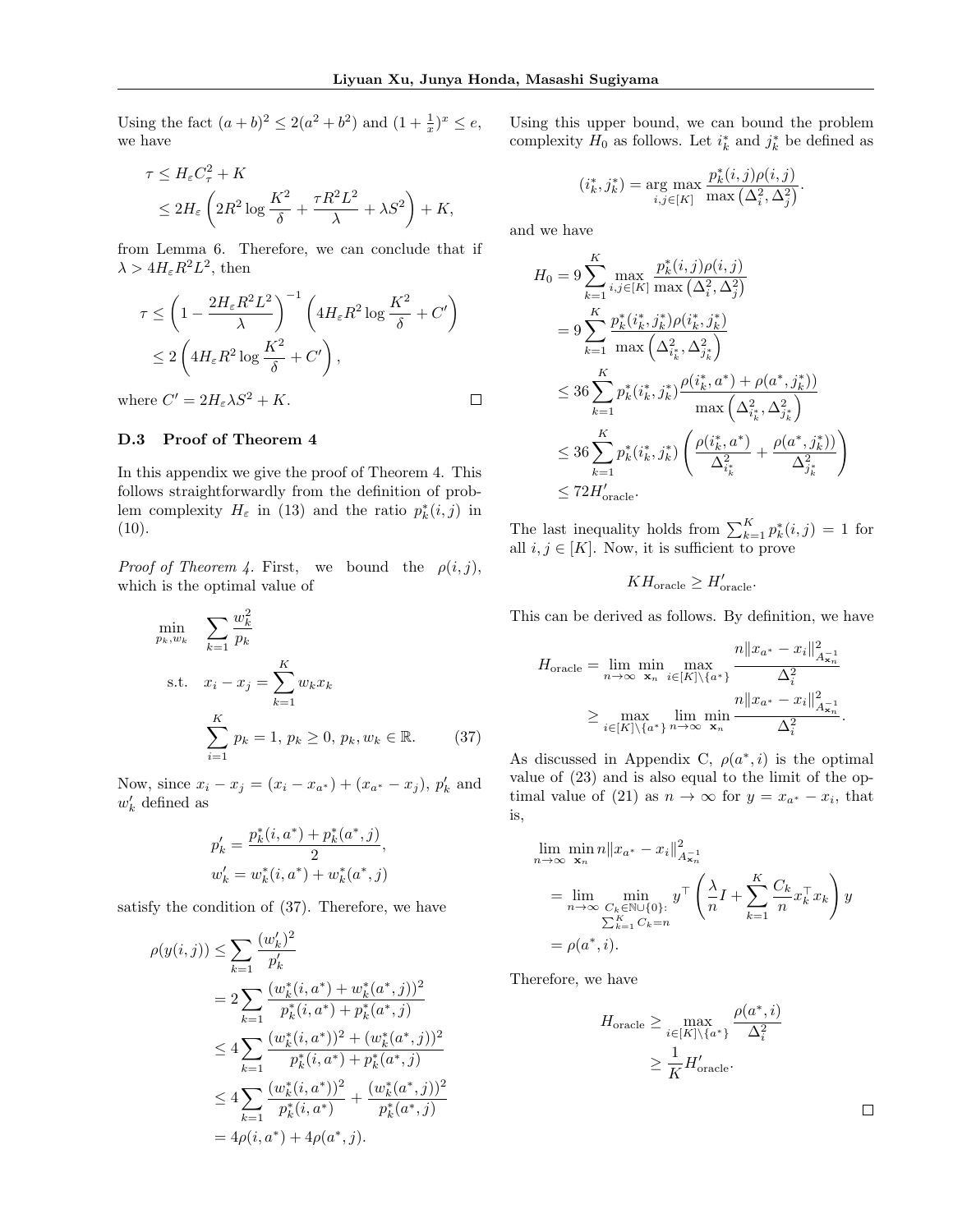Using the fact $(a+b)^2 \le 2(a^2+b^2)$ and $(1+\frac{1}{x})^x \le e$, we have

$$
\begin{aligned}
\tau &\le H_\varepsilon C_\tau^2 + K \\
&\le 2H_\varepsilon \left( 2R^2 \log \frac{K^2}{\delta} + \frac{\tau R^2 L^2}{\lambda} + \lambda S^2 \right) + K,
\end{aligned}
$$

from Lemma 6. Therefore, we can conclude that if $\lambda > 4H_\varepsilon R^2 L^2$, then

$$
\begin{aligned}
\tau &\le \left(1 - \frac{2H_\varepsilon R^2 L^2}{\lambda}\right)^{-1} \left(4H_\varepsilon R^2 \log \frac{K^2}{\delta} + C'\right) \\
&\le 2\left(4H_\varepsilon R^2 \log \frac{K^2}{\delta} + C'\right),
\end{aligned}
$$

where $C' = 2H_\varepsilon \lambda S^2 + K$. □

### D.3 Proof of Theorem 4

In this appendix we give the proof of Theorem 4. This follows straightforwardly from the definition of problem complexity $H_\varepsilon$ in (13) and the ratio $p_k^*(i,j)$ in (10).

*Proof of Theorem 4.* First, we bound the $\rho(i,j)$, which is the optimal value of

$$
\begin{aligned}
\min_{p_k, w_k} \quad & \sum_{k=1} \frac{w_k^2}{p_k} \\
\text{s.t.} \quad & x_i - x_j = \sum_{k=1}^{K} w_k x_k \\
& \sum_{i=1}^{K} p_k = 1,\ p_k \ge 0,\ p_k, w_k \in \mathbb{R}. \qquad (37)
\end{aligned}
$$

Now, since $x_i - x_j = (x_i - x_{a^*}) + (x_{a^*} - x_j)$, $p'_k$ and $w'_k$ defined as

$$
\begin{aligned}
p'_k &= \frac{p_k^*(i,a^*) + p_k^*(a^*,j)}{2}, \\
w'_k &= w_k^*(i,a^*) + w_k^*(a^*,j)
\end{aligned}
$$

satisfy the condition of (37). Therefore, we have

$$
\begin{aligned}
\rho(y(i,j)) &\le \sum_{k=1} \frac{(w'_k)^2}{p'_k} \\
&= 2\sum_{k=1} \frac{(w_k^*(i,a^*) + w_k^*(a^*,j))^2}{p_k^*(i,a^*) + p_k^*(a^*,j)} \\
&\le 4\sum_{k=1} \frac{(w_k^*(i,a^*))^2 + (w_k^*(a^*,j))^2}{p_k^*(i,a^*) + p_k^*(a^*,j)} \\
&\le 4\sum_{k=1} \frac{(w_k^*(i,a^*))^2}{p_k^*(i,a^*)} + \frac{(w_k^*(a^*,j))^2}{p_k^*(a^*,j)} \\
&= 4\rho(i,a^*) + 4\rho(a^*,j).
\end{aligned}
$$

Using this upper bound, we can bound the problem complexity $H_0$ as follows. Let $i_k^*$ and $j_k^*$ be defined as

$$
(i_k^*, j_k^*) = \arg\max_{i,j\in[K]} \frac{p_k^*(i,j)\rho(i,j)}{\max(\Delta_i^2, \Delta_j^2)}.
$$

and we have

$$
\begin{aligned}
H_0 &= 9\sum_{k=1}^{K} \max_{i,j\in[K]} \frac{p_k^*(i,j)\rho(i,j)}{\max(\Delta_i^2, \Delta_j^2)} \\
&= 9\sum_{k=1}^{K} \frac{p_k^*(i_k^*, j_k^*)\rho(i_k^*, j_k^*)}{\max\left(\Delta_{i_k^*}^2, \Delta_{j_k^*}^2\right)} \\
&\le 36\sum_{k=1}^{K} p_k^*(i_k^*, j_k^*) \frac{\rho(i_k^*, a^*) + \rho(a^*, j_k^*))}{\max\left(\Delta_{i_k^*}^2, \Delta_{j_k^*}^2\right)} \\
&\le 36\sum_{k=1}^{K} p_k^*(i_k^*, j_k^*) \left( \frac{\rho(i_k^*, a^*)}{\Delta_{i_k^*}^2} + \frac{\rho(a^*, j_k^*))}{\Delta_{j_k^*}^2} \right) \\
&\le 72 H'_{\text{oracle}}.
\end{aligned}
$$

The last inequality holds from $\sum_{k=1}^{K} p_k^*(i,j) = 1$ for all $i,j \in [K]$. Now, it is sufficient to prove

$$
K H_{\text{oracle}} \ge H'_{\text{oracle}}.
$$

This can be derived as follows. By definition, we have

$$
\begin{aligned}
H_{\text{oracle}} &= \lim_{n\to\infty} \min_{\mathbf{x}_n} \max_{i\in[K]\setminus\{a^*\}} \frac{n\|x_{a^*} - x_i\|^2_{A_{\mathbf{x}_n}^{-1}}}{\Delta_i^2} \\
&\ge \max_{i\in[K]\setminus\{a^*\}} \lim_{n\to\infty} \min_{\mathbf{x}_n} \frac{n\|x_{a^*} - x_i\|^2_{A_{\mathbf{x}_n}^{-1}}}{\Delta_i^2}.
\end{aligned}
$$

As discussed in Appendix C, $\rho(a^*, i)$ is the optimal value of (23) and is also equal to the limit of the optimal value of (21) as $n \to \infty$ for $y = x_{a^*} - x_i$, that is,

$$
\begin{aligned}
&\lim_{n\to\infty} \min_{\mathbf{x}_n} n\|x_{a^*} - x_i\|^2_{A_{\mathbf{x}_n}^{-1}} \\
&= \lim_{n\to\infty} \min_{\substack{C_k \in \mathbb{N}\cup\{0\}: \\ \sum_{k=1}^{K} C_k = n}} y^\top \left( \frac{\lambda}{n} I + \sum_{k=1}^{K} \frac{C_k}{n} x_k^\top x_k \right) y \\
&= \rho(a^*, i).
\end{aligned}
$$

Therefore, we have

$$
\begin{aligned}
H_{\text{oracle}} &\ge \max_{i\in[K]\setminus\{a^*\}} \frac{\rho(a^*, i)}{\Delta_i^2} \\
&\ge \frac{1}{K} H'_{\text{oracle}}.
\end{aligned}
$$

□